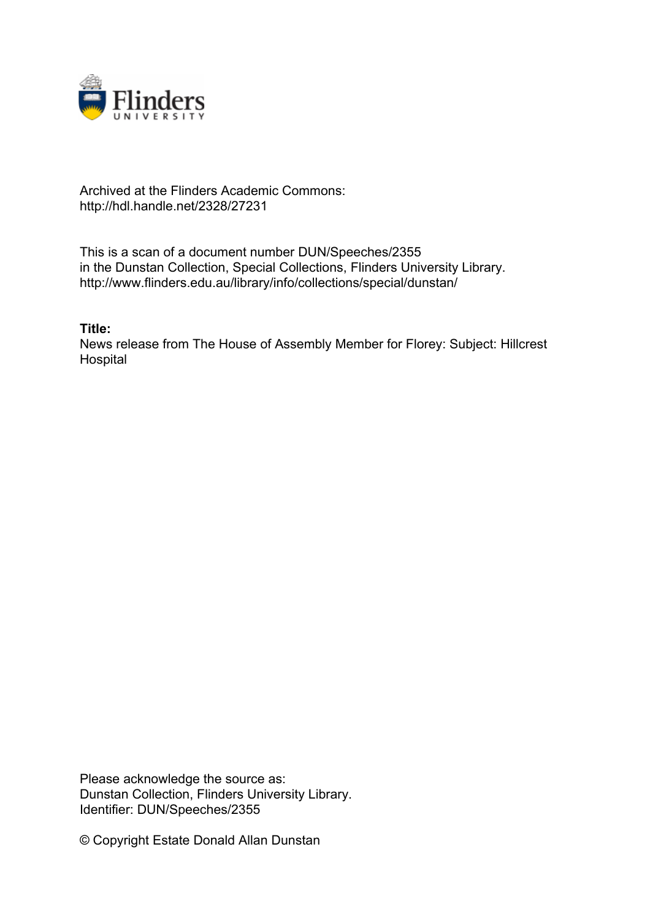Archived at the Flinders Academic Commons:
http://hdl.handle.net/2328/27231

This is a scan of a document number DUN/Speeches/2355
in the Dunstan Collection, Special Collections, Flinders University Library.
http://www.flinders.edu.au/library/info/collections/special/dunstan/

**Title:**
News release from The House of Assembly Member for Florey: Subject: Hillcrest Hospital

Please acknowledge the source as:
Dunstan Collection, Flinders University Library.
Identifier: DUN/Speeches/2355

© Copyright Estate Donald Allan Dunstan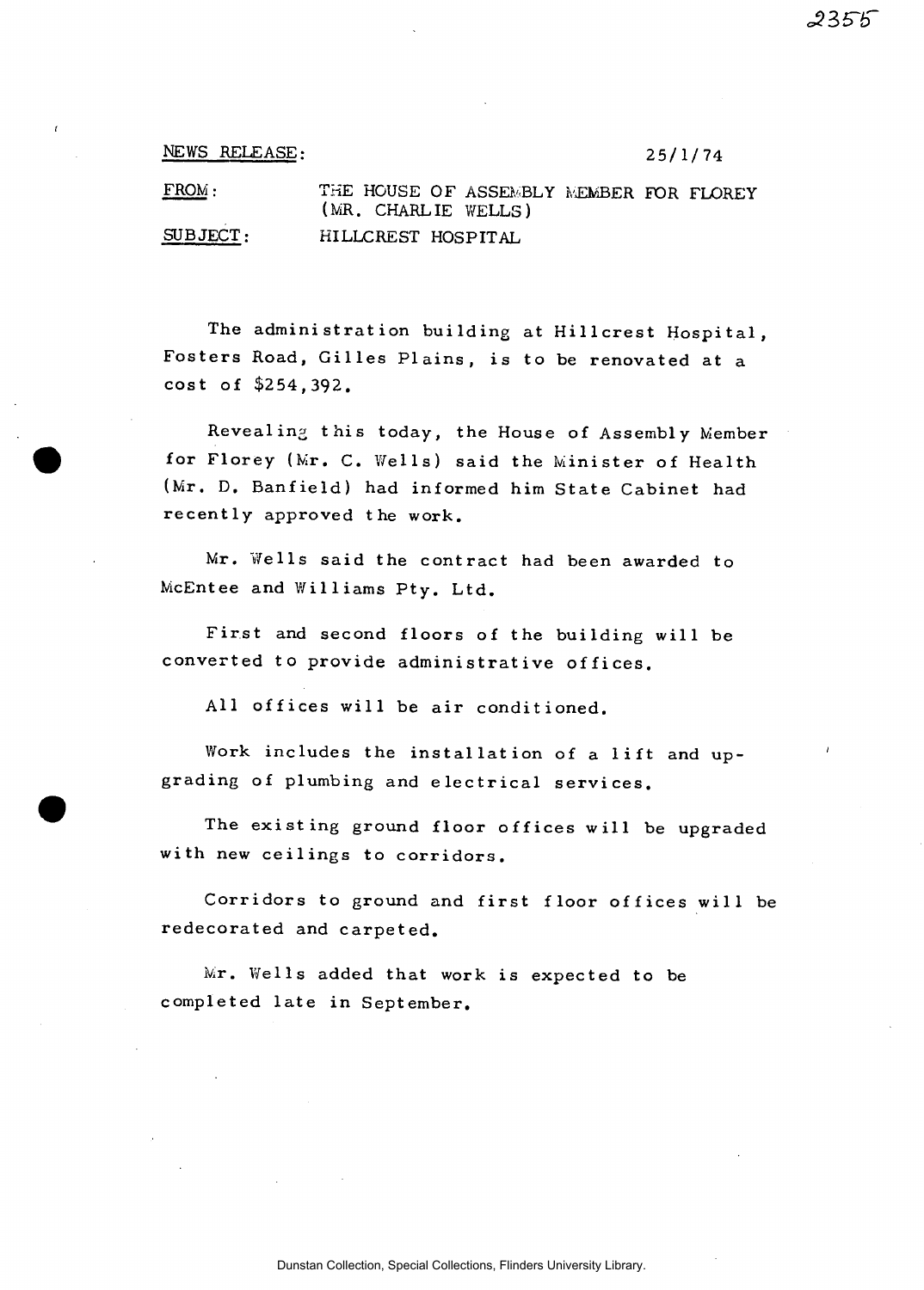NEWS RELEASE: 25/1/74

FROM: THE HOUSE OF ASSEMBLY MEMBER FOR FLOREY (MR. CHARLIE WELLS)

SUBJECT: HILLCREST HOSPITAL

The administration building at Hillcrest Hospital, Fosters Road, Gilles Plains, is to be renovated at a cost of $254,392.

Revealing this today, the House of Assembly Member for Florey (Mr. C. Wells) said the Minister of Health (Mr. D. Banfield) had informed him State Cabinet had recently approved the work.

Mr. Wells said the contract had been awarded to McEntee and Williams Pty. Ltd.

First and second floors of the building will be converted to provide administrative offices.

All offices will be air conditioned.

Work includes the installation of a lift and upgrading of plumbing and electrical services.

The existing ground floor offices will be upgraded with new ceilings to corridors.

Corridors to ground and first floor offices will be redecorated and carpeted.

Mr. Wells added that work is expected to be completed late in September.

Dunstan Collection, Special Collections, Flinders University Library.